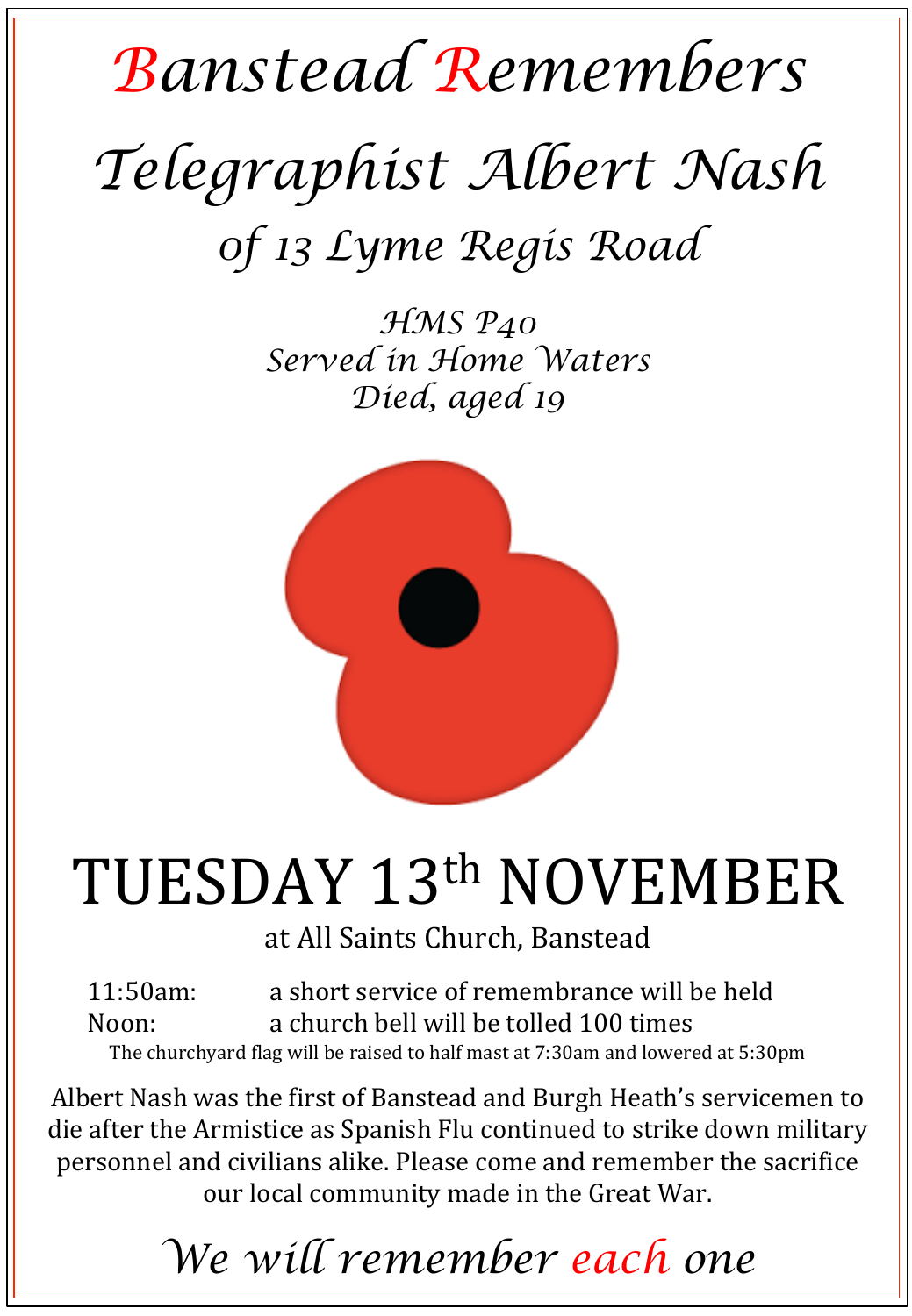# Banstead Remembers

## Telegraphist Albert Nash

### of 13 Lyme Regis Road

*HMS P40*
*Served in Home Waters*
*Died, aged 19*

# TUESDAY 13th NOVEMBER

at All Saints Church, Banstead

| | |
|---|---|
| 11:50am: | a short service of remembrance will be held |
| Noon: | a church bell will be tolled 100 times |

The churchyard flag will be raised to half mast at 7:30am and lowered at 5:30pm

Albert Nash was the first of Banstead and Burgh Heath's servicemen to die after the Armistice as Spanish Flu continued to strike down military personnel and civilians alike. Please come and remember the sacrifice our local community made in the Great War.

*We will remember each one*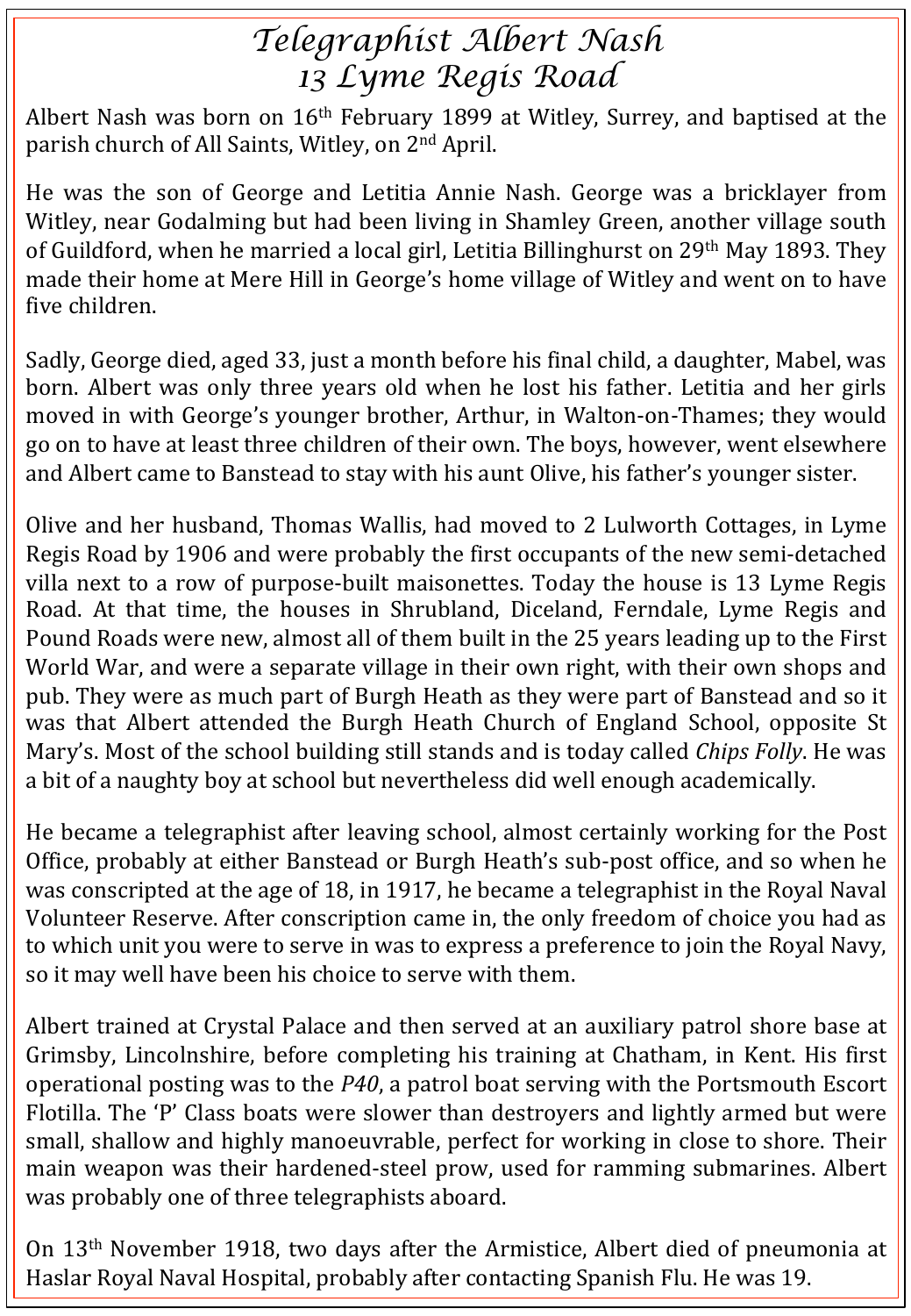# Telegraphist Albert Nash
# 13 Lyme Regis Road

Albert Nash was born on 16th February 1899 at Witley, Surrey, and baptised at the parish church of All Saints, Witley, on 2nd April.

He was the son of George and Letitia Annie Nash. George was a bricklayer from Witley, near Godalming but had been living in Shamley Green, another village south of Guildford, when he married a local girl, Letitia Billinghurst on 29th May 1893. They made their home at Mere Hill in George's home village of Witley and went on to have five children.

Sadly, George died, aged 33, just a month before his final child, a daughter, Mabel, was born. Albert was only three years old when he lost his father. Letitia and her girls moved in with George's younger brother, Arthur, in Walton-on-Thames; they would go on to have at least three children of their own. The boys, however, went elsewhere and Albert came to Banstead to stay with his aunt Olive, his father's younger sister.

Olive and her husband, Thomas Wallis, had moved to 2 Lulworth Cottages, in Lyme Regis Road by 1906 and were probably the first occupants of the new semi-detached villa next to a row of purpose-built maisonettes. Today the house is 13 Lyme Regis Road. At that time, the houses in Shrubland, Diceland, Ferndale, Lyme Regis and Pound Roads were new, almost all of them built in the 25 years leading up to the First World War, and were a separate village in their own right, with their own shops and pub. They were as much part of Burgh Heath as they were part of Banstead and so it was that Albert attended the Burgh Heath Church of England School, opposite St Mary's. Most of the school building still stands and is today called *Chips Folly*. He was a bit of a naughty boy at school but nevertheless did well enough academically.

He became a telegraphist after leaving school, almost certainly working for the Post Office, probably at either Banstead or Burgh Heath's sub-post office, and so when he was conscripted at the age of 18, in 1917, he became a telegraphist in the Royal Naval Volunteer Reserve. After conscription came in, the only freedom of choice you had as to which unit you were to serve in was to express a preference to join the Royal Navy, so it may well have been his choice to serve with them.

Albert trained at Crystal Palace and then served at an auxiliary patrol shore base at Grimsby, Lincolnshire, before completing his training at Chatham, in Kent. His first operational posting was to the *P40*, a patrol boat serving with the Portsmouth Escort Flotilla. The 'P' Class boats were slower than destroyers and lightly armed but were small, shallow and highly manoeuvrable, perfect for working in close to shore. Their main weapon was their hardened-steel prow, used for ramming submarines. Albert was probably one of three telegraphists aboard.

On 13th November 1918, two days after the Armistice, Albert died of pneumonia at Haslar Royal Naval Hospital, probably after contacting Spanish Flu. He was 19.